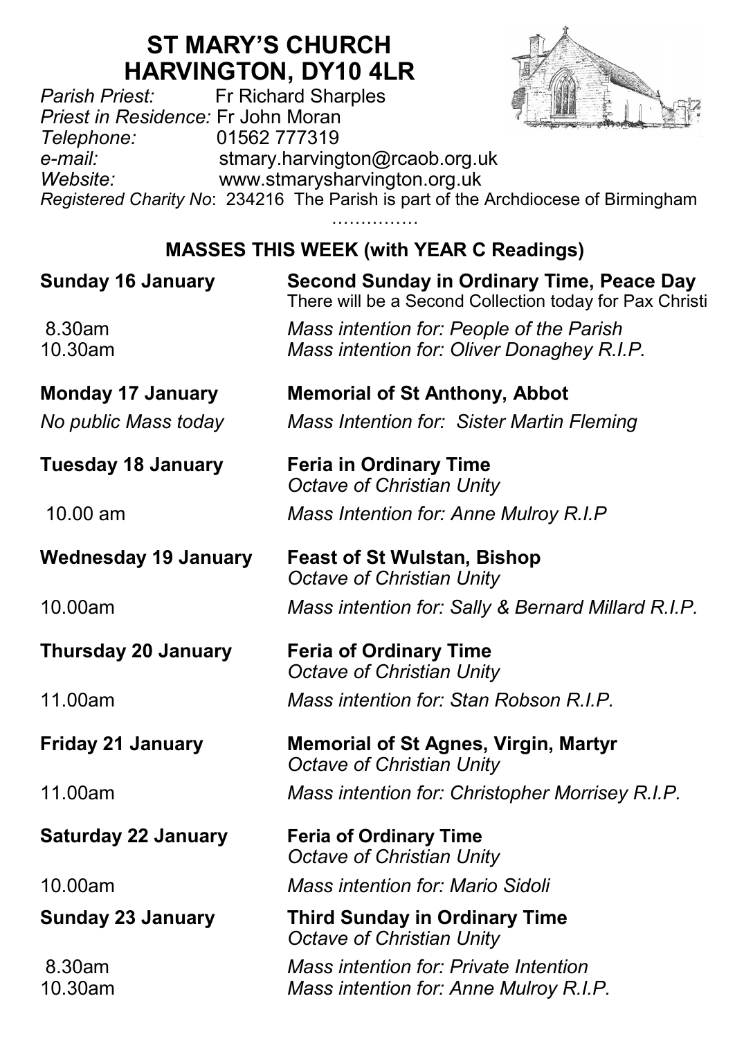# ST MARY'S CHURCH
# HARVINGTON, DY10 4LR

*Parish Priest:* Fr Richard Sharples
*Priest in Residence:* Fr John Moran
*Telephone:* 01562 777319
*e-mail:* stmary.harvington@rcaob.org.uk
*Website:* www.stmarysharvington.org.uk
*Registered Charity No*: 234216 The Parish is part of the Archdiocese of Birmingham

……………

## MASSES THIS WEEK (with YEAR C Readings)

**Sunday 16 January** — **Second Sunday in Ordinary Time, Peace Day**
There will be a Second Collection today for Pax Christi

8.30am — *Mass intention for: People of the Parish*
10.30am — *Mass intention for: Oliver Donaghey R.I.P.*

**Monday 17 January** — **Memorial of St Anthony, Abbot**

*No public Mass today* — *Mass Intention for: Sister Martin Fleming*

**Tuesday 18 January** — **Feria in Ordinary Time**
*Octave of Christian Unity*

10.00 am — *Mass Intention for: Anne Mulroy R.I.P*

**Wednesday 19 January** — **Feast of St Wulstan, Bishop**
*Octave of Christian Unity*

10.00am — *Mass intention for: Sally & Bernard Millard R.I.P.*

**Thursday 20 January** — **Feria of Ordinary Time**
*Octave of Christian Unity*

11.00am — *Mass intention for: Stan Robson R.I.P.*

**Friday 21 January** — **Memorial of St Agnes, Virgin, Martyr**
*Octave of Christian Unity*

11.00am — *Mass intention for: Christopher Morrisey R.I.P.*

**Saturday 22 January** — **Feria of Ordinary Time**
*Octave of Christian Unity*

10.00am — *Mass intention for: Mario Sidoli*

**Sunday 23 January** — **Third Sunday in Ordinary Time**
*Octave of Christian Unity*

8.30am — *Mass intention for: Private Intention*
10.30am — *Mass intention for: Anne Mulroy R.I.P.*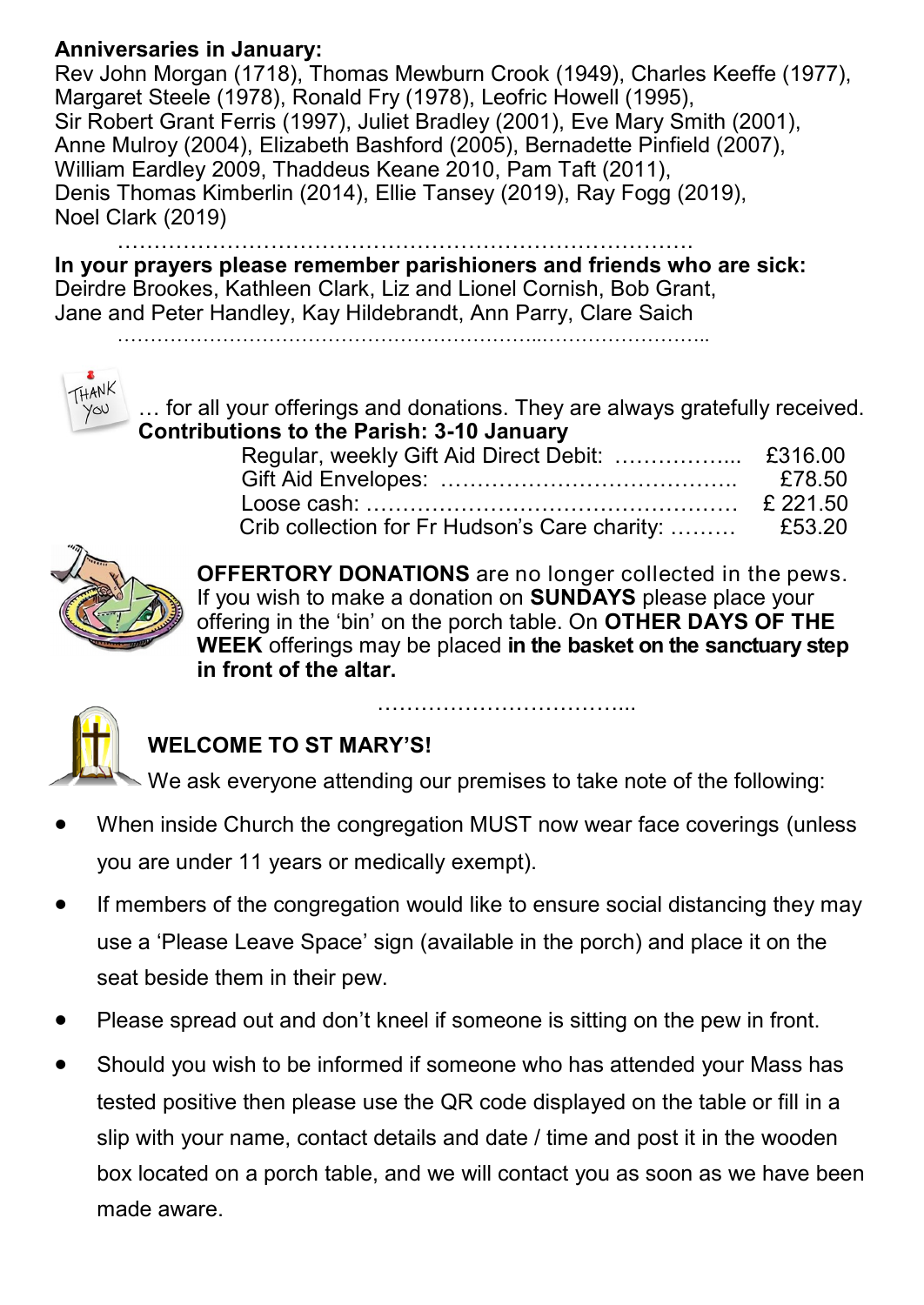**Anniversaries in January:**
Rev John Morgan (1718), Thomas Mewburn Crook (1949), Charles Keeffe (1977), Margaret Steele (1978), Ronald Fry (1978), Leofric Howell (1995), Sir Robert Grant Ferris (1997), Juliet Bradley (2001), Eve Mary Smith (2001), Anne Mulroy (2004), Elizabeth Bashford (2005), Bernadette Pinfield (2007), William Eardley 2009, Thaddeus Keane 2010, Pam Taft (2011), Denis Thomas Kimberlin (2014), Ellie Tansey (2019), Ray Fogg (2019), Noel Clark (2019)

…………………………………………………………………….

**In your prayers please remember parishioners and friends who are sick:**
Deirdre Brookes, Kathleen Clark, Liz and Lionel Cornish, Bob Grant, Jane and Peter Handley, Kay Hildebrandt, Ann Parry, Clare Saich

………………………………………………………...……………………..

… for all your offerings and donations. They are always gratefully received.

**Contributions to the Parish: 3-10 January**

| | |
|---|---|
| Regular, weekly Gift Aid Direct Debit: ……………... | £316.00 |
| Gift Aid Envelopes: ………………………………….. | £78.50 |
| Loose cash: …………………………………………… | £ 221.50 |
| Crib collection for Fr Hudson's Care charity: ……… | £53.20 |

**OFFERTORY DONATIONS** are no longer collected in the pews. If you wish to make a donation on **SUNDAYS** please place your offering in the 'bin' on the porch table. On **OTHER DAYS OF THE WEEK** offerings may be placed **in the basket on the sanctuary step in front of the altar.**

……………………………...

**WELCOME TO ST MARY'S!**

We ask everyone attending our premises to take note of the following:

- When inside Church the congregation MUST now wear face coverings (unless you are under 11 years or medically exempt).
- If members of the congregation would like to ensure social distancing they may use a 'Please Leave Space' sign (available in the porch) and place it on the seat beside them in their pew.
- Please spread out and don't kneel if someone is sitting on the pew in front.
- Should you wish to be informed if someone who has attended your Mass has tested positive then please use the QR code displayed on the table or fill in a slip with your name, contact details and date / time and post it in the wooden box located on a porch table, and we will contact you as soon as we have been made aware.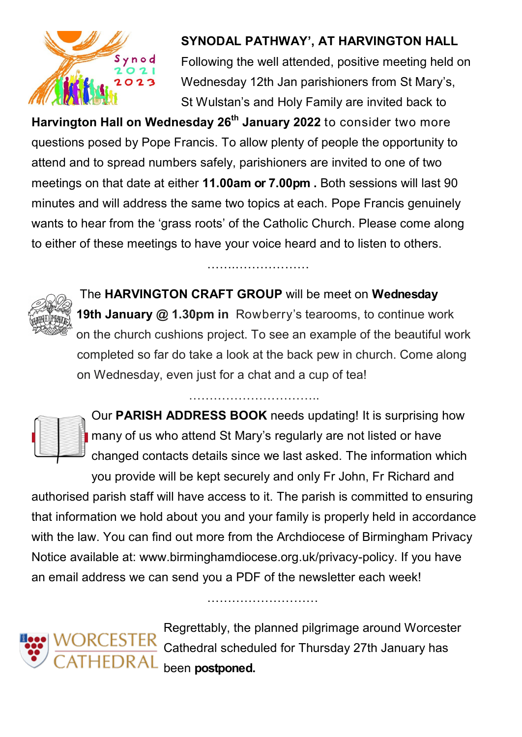## SYNODAL PATHWAY', AT HARVINGTON HALL

Following the well attended, positive meeting held on Wednesday 12th Jan parishioners from St Mary's, St Wulstan's and Holy Family are invited back to **Harvington Hall on Wednesday 26th January 2022** to consider two more questions posed by Pope Francis. To allow plenty of people the opportunity to attend and to spread numbers safely, parishioners are invited to one of two meetings on that date at either **11.00am or 7.00pm .** Both sessions will last 90 minutes and will address the same two topics at each. Pope Francis genuinely wants to hear from the 'grass roots' of the Catholic Church. Please come along to either of these meetings to have your voice heard and to listen to others.

……………………..

The **HARVINGTON CRAFT GROUP** will be meet on **Wednesday 19th January @ 1.30pm in** Rowberry's tearooms, to continue work on the church cushions project. To see an example of the beautiful work completed so far do take a look at the back pew in church. Come along on Wednesday, even just for a chat and a cup of tea!

…………………………….

Our **PARISH ADDRESS BOOK** needs updating! It is surprising how many of us who attend St Mary's regularly are not listed or have changed contacts details since we last asked. The information which you provide will be kept securely and only Fr John, Fr Richard and authorised parish staff will have access to it. The parish is committed to ensuring that information we hold about you and your family is properly held in accordance with the law. You can find out more from the Archdiocese of Birmingham Privacy Notice available at: www.birminghamdiocese.org.uk/privacy-policy. If you have an email address we can send you a PDF of the newsletter each week!

……………………….

WORCESTER CATHEDRAL

Regrettably, the planned pilgrimage around Worcester Cathedral scheduled for Thursday 27th January has been **postponed.**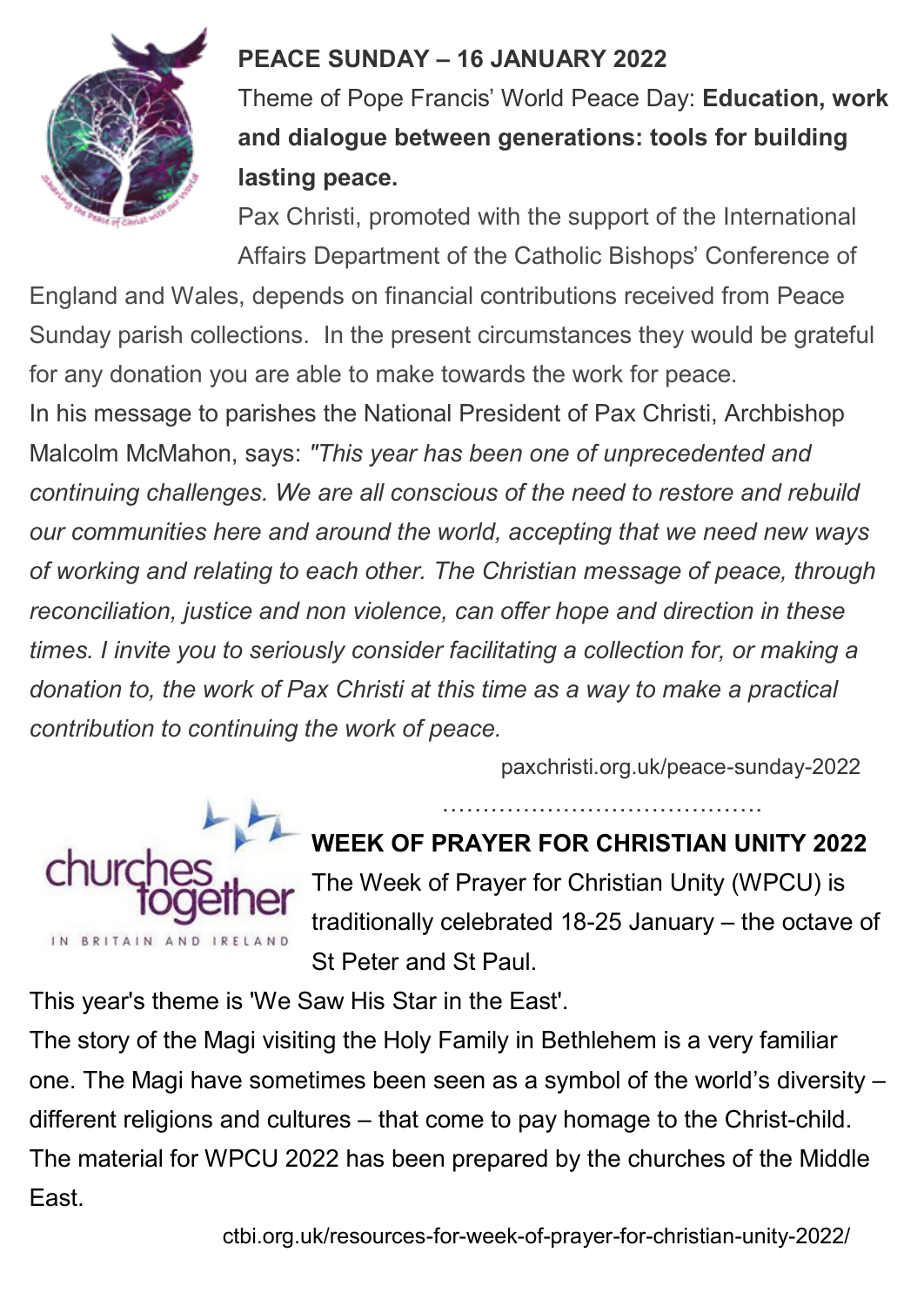**PEACE SUNDAY – 16 JANUARY 2022**

Theme of Pope Francis' World Peace Day: **Education, work and dialogue between generations: tools for building lasting peace.**

Pax Christi, promoted with the support of the International Affairs Department of the Catholic Bishops' Conference of England and Wales, depends on financial contributions received from Peace Sunday parish collections. In the present circumstances they would be grateful for any donation you are able to make towards the work for peace.

In his message to parishes the National President of Pax Christi, Archbishop Malcolm McMahon, says: *"This year has been one of unprecedented and continuing challenges. We are all conscious of the need to restore and rebuild our communities here and around the world, accepting that we need new ways of working and relating to each other. The Christian message of peace, through reconciliation, justice and non violence, can offer hope and direction in these times. I invite you to seriously consider facilitating a collection for, or making a donation to, the work of Pax Christi at this time as a way to make a practical contribution to continuing the work of peace.*

paxchristi.org.uk/peace-sunday-2022

…………………………………

**WEEK OF PRAYER FOR CHRISTIAN UNITY 2022**

The Week of Prayer for Christian Unity (WPCU) is traditionally celebrated 18-25 January – the octave of St Peter and St Paul.

This year's theme is 'We Saw His Star in the East'.

The story of the Magi visiting the Holy Family in Bethlehem is a very familiar one. The Magi have sometimes been seen as a symbol of the world's diversity – different religions and cultures – that come to pay homage to the Christ-child. The material for WPCU 2022 has been prepared by the churches of the Middle East.

ctbi.org.uk/resources-for-week-of-prayer-for-christian-unity-2022/